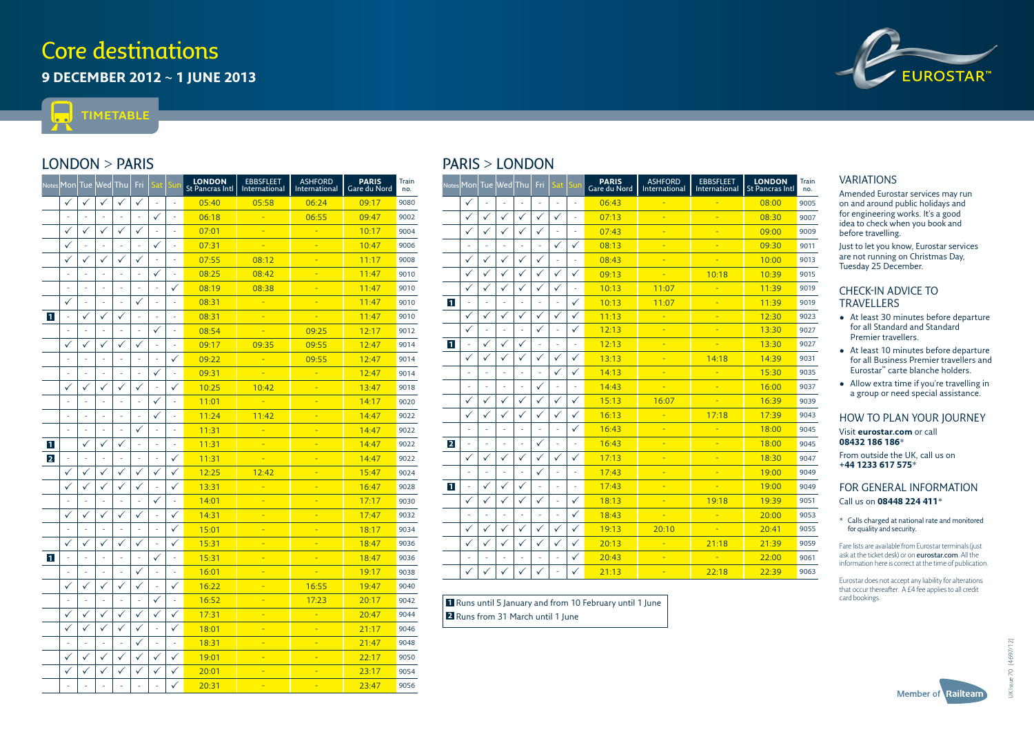# Core destinations

## 9 DECEMBER 2012 ~ 1 JUNE 2013

TIMETABLE

## LONDON > PARIS

| Notes | Mon | Tue | Wed | Thu | Fri | Sat | Sun | LONDON St Pancras Intl | EBBSFLEET International | ASHFORD International | PARIS Gare du Nord | Train no. |
|---|---|---|---|---|---|---|---|---|---|---|---|---|
| | ✓ | ✓ | ✓ | ✓ | ✓ | - | - | 05:40 | 05:58 | 06:24 | 09:17 | 9080 |
| | - | - | - | - | - | ✓ | - | 06:18 | - | 06:55 | 09:47 | 9002 |
| | ✓ | ✓ | ✓ | ✓ | ✓ | - | - | 07:01 | - | - | 10:17 | 9004 |
| | ✓ | - | - | - | - | ✓ | - | 07:31 | - | - | 10:47 | 9006 |
| | ✓ | ✓ | ✓ | ✓ | ✓ | - | - | 07:55 | 08:12 | - | 11:17 | 9008 |
| | - | - | - | - | - | ✓ | - | 08:25 | 08:42 | - | 11:47 | 9010 |
| | - | - | - | - | - | - | ✓ | 08:19 | 08:38 | - | 11:47 | 9010 |
| | ✓ | - | - | - | ✓ | - | - | 08:31 | - | - | 11:47 | 9010 |
| 1 | - | ✓ | ✓ | ✓ | - | - | - | 08:31 | - | - | 11:47 | 9010 |
| | - | - | - | - | - | ✓ | - | 08:54 | - | 09:25 | 12:17 | 9012 |
| | ✓ | ✓ | ✓ | ✓ | ✓ | - | - | 09:17 | 09:35 | 09:55 | 12:47 | 9014 |
| | - | - | - | - | - | - | ✓ | 09:22 | - | 09:55 | 12:47 | 9014 |
| | - | - | - | - | - | ✓ | - | 09:31 | - | - | 12:47 | 9014 |
| | ✓ | ✓ | ✓ | ✓ | ✓ | - | ✓ | 10:25 | 10:42 | - | 13:47 | 9018 |
| | - | - | - | - | - | ✓ | - | 11:01 | - | - | 14:17 | 9020 |
| | - | - | - | - | - | ✓ | - | 11:24 | 11:42 | - | 14:47 | 9022 |
| | - | - | - | - | ✓ | - | - | 11:31 | - | - | 14:47 | 9022 |
| 1 | | ✓ | ✓ | ✓ | - | - | - | 11:31 | - | - | 14:47 | 9022 |
| 2 | - | - | - | - | - | - | ✓ | 11:31 | - | - | 14:47 | 9022 |
| | ✓ | ✓ | ✓ | ✓ | ✓ | ✓ | ✓ | 12:25 | 12:42 | - | 15:47 | 9024 |
| | ✓ | ✓ | ✓ | ✓ | ✓ | - | ✓ | 13:31 | - | - | 16:47 | 9028 |
| | - | - | - | - | - | ✓ | - | 14:01 | - | - | 17:17 | 9030 |
| | ✓ | ✓ | ✓ | ✓ | ✓ | - | ✓ | 14:31 | - | - | 17:47 | 9032 |
| | - | - | - | - | - | - | ✓ | 15:01 | - | - | 18:17 | 9034 |
| | ✓ | ✓ | ✓ | ✓ | ✓ | - | ✓ | 15:31 | - | - | 18:47 | 9036 |
| 1 | - | - | - | - | - | ✓ | - | 15:31 | - | - | 18:47 | 9036 |
| | - | - | - | - | ✓ | - | - | 16:01 | - | - | 19:17 | 9038 |
| | ✓ | ✓ | ✓ | ✓ | ✓ | - | ✓ | 16:22 | - | 16:55 | 19:47 | 9040 |
| | - | - | - | - | - | ✓ | - | 16:52 | - | 17:23 | 20:17 | 9042 |
| | ✓ | ✓ | ✓ | ✓ | ✓ | ✓ | ✓ | 17:31 | - | - | 20:47 | 9044 |
| | ✓ | ✓ | ✓ | ✓ | ✓ | - | ✓ | 18:01 | - | - | 21:17 | 9046 |
| | - | - | - | - | ✓ | - | - | 18:31 | - | - | 21:47 | 9048 |
| | ✓ | ✓ | ✓ | ✓ | ✓ | ✓ | ✓ | 19:01 | - | - | 22:17 | 9050 |
| | ✓ | ✓ | ✓ | ✓ | ✓ | ✓ | ✓ | 20:01 | - | - | 23:17 | 9054 |
| | - | - | - | - | - | - | ✓ | 20:31 | - | - | 23:47 | 9056 |

## PARIS > LONDON

| Notes | Mon | Tue | Wed | Thu | Fri | Sat | Sun | PARIS Gare du Nord | ASHFORD International | EBBSFLEET International | LONDON St Pancras Intl | Train no. |
|---|---|---|---|---|---|---|---|---|---|---|---|---|
| | ✓ | - | - | - | - | - | - | 06:43 | - | - | 08:00 | 9005 |
| | ✓ | ✓ | ✓ | ✓ | ✓ | ✓ | - | 07:13 | - | - | 08:30 | 9007 |
| | ✓ | ✓ | ✓ | ✓ | ✓ | - | - | 07:43 | - | - | 09:00 | 9009 |
| | - | - | - | - | - | ✓ | ✓ | 08:13 | - | - | 09:30 | 9011 |
| | ✓ | ✓ | ✓ | ✓ | ✓ | - | - | 08:43 | - | - | 10:00 | 9013 |
| | ✓ | ✓ | ✓ | ✓ | ✓ | ✓ | ✓ | 09:13 | - | 10:18 | 10:39 | 9015 |
| | ✓ | ✓ | ✓ | ✓ | ✓ | ✓ | - | 10:13 | 11:07 | - | 11:39 | 9019 |
| 1 | - | - | - | - | - | - | ✓ | 10:13 | 11:07 | - | 11:39 | 9019 |
| | ✓ | ✓ | ✓ | ✓ | ✓ | ✓ | ✓ | 11:13 | - | - | 12:30 | 9023 |
| | ✓ | - | - | - | ✓ | - | ✓ | 12:13 | - | - | 13:30 | 9027 |
| 1 | - | ✓ | ✓ | ✓ | - | - | - | 12:13 | - | - | 13:30 | 9027 |
| | ✓ | ✓ | ✓ | ✓ | ✓ | ✓ | ✓ | 13:13 | - | 14:18 | 14:39 | 9031 |
| | - | - | - | - | - | ✓ | ✓ | 14:13 | - | - | 15:30 | 9035 |
| | - | - | - | - | ✓ | - | - | 14:43 | - | - | 16:00 | 9037 |
| | ✓ | ✓ | ✓ | ✓ | ✓ | ✓ | ✓ | 15:13 | 16:07 | - | 16:39 | 9039 |
| | ✓ | ✓ | ✓ | ✓ | ✓ | ✓ | ✓ | 16:13 | - | 17:18 | 17:39 | 9043 |
| | - | - | - | - | - | - | ✓ | 16:43 | - | - | 18:00 | 9045 |
| 2 | - | - | - | - | ✓ | - | - | 16:43 | - | - | 18:00 | 9045 |
| | ✓ | ✓ | ✓ | ✓ | ✓ | ✓ | ✓ | 17:13 | - | - | 18:30 | 9047 |
| | - | - | - | - | ✓ | - | - | 17:43 | - | - | 19:00 | 9049 |
| 1 | - | ✓ | ✓ | ✓ | - | - | - | 17:43 | - | - | 19:00 | 9049 |
| | ✓ | ✓ | ✓ | ✓ | ✓ | - | ✓ | 18:13 | - | 19:18 | 19:39 | 9051 |
| | - | - | - | - | - | - | ✓ | 18:43 | - | - | 20:00 | 9053 |
| | ✓ | ✓ | ✓ | ✓ | ✓ | ✓ | ✓ | 19:13 | 20:10 | - | 20:41 | 9055 |
| | ✓ | ✓ | ✓ | ✓ | ✓ | ✓ | ✓ | 20:13 | - | 21:18 | 21:39 | 9059 |
| | - | - | - | - | - | - | ✓ | 20:43 | - | - | 22:00 | 9061 |
| | ✓ | ✓ | ✓ | ✓ | ✓ | - | ✓ | 21:13 | - | 22:18 | 22:39 | 9063 |

1 Runs until 5 January and from 10 February until 1 June

2 Runs from 31 March until 1 June

## VARIATIONS

Amended Eurostar services may run on and around public holidays and for engineering works. It's a good idea to check when you book and before travelling.

Just to let you know, Eurostar services are not running on Christmas Day, Tuesday 25 December.

## CHECK-IN ADVICE TO TRAVELLERS

- At least 30 minutes before departure for all Standard and Standard Premier travellers.
- At least 10 minutes before departure for all Business Premier travellers and Eurostar™ carte blanche holders.
- Allow extra time if you're travelling in a group or need special assistance.

## HOW TO PLAN YOUR JOURNEY

Visit **eurostar.com** or call **08432 186 186***

From outside the UK, call us on **+44 1233 617 575***

## FOR GENERAL INFORMATION

Call us on **08448 224 411***

* Calls charged at national rate and monitored for quality and security.

Fare lists are available from Eurostar terminals (just ask at the ticket desk) or on **eurostar.com**. All the information here is correct at the time of publication.

Eurostar does not accept any liability for alterations that occur thereafter. A £4 fee applies to all credit card bookings.

Member of Railteam

UK Issue 70 (4697/12)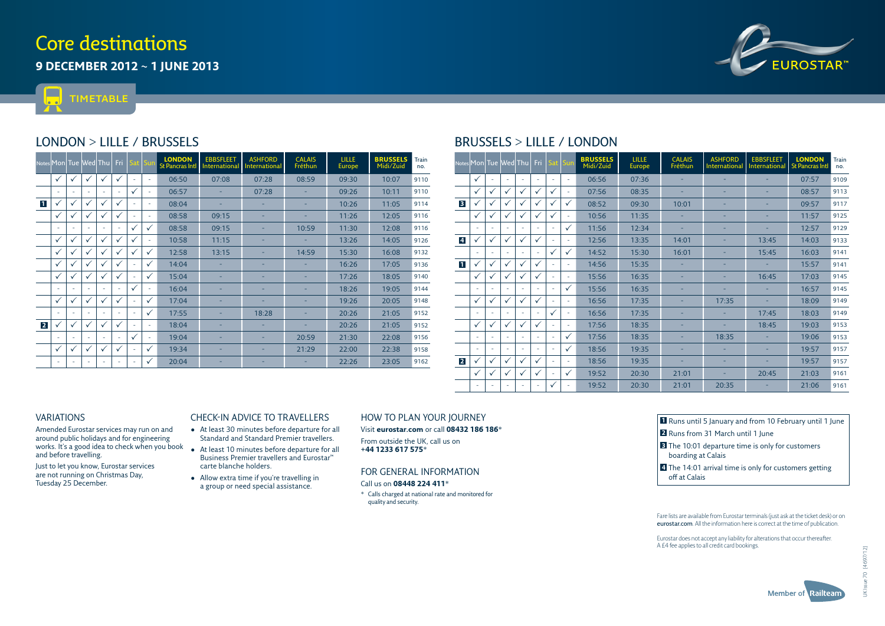# Core destinations

## 9 DECEMBER 2012 ~ 1 JUNE 2013

TIMETABLE

## LONDON > LILLE / BRUSSELS

| Notes | Mon | Tue | Wed | Thu | Fri | Sat | Sun | LONDON St Pancras Intl | EBBSFLEET International | ASHFORD International | CALAIS Fréthun | LILLE Europe | BRUSSELS Midi/Zuid | Train no. |
|---|---|---|---|---|---|---|---|---|---|---|---|---|---|---|
| | ✓ | ✓ | ✓ | ✓ | ✓ | - | - | 06:50 | 07:08 | 07:28 | 08:59 | 09:30 | 10:07 | 9110 |
| | - | - | - | - | - | ✓ | - | 06:57 | - | 07:28 | - | 09:26 | 10:11 | 9110 |
| 1 | ✓ | ✓ | ✓ | ✓ | ✓ | - | - | 08:04 | - | - | - | 10:26 | 11:05 | 9114 |
| | ✓ | ✓ | ✓ | ✓ | ✓ | - | - | 08:58 | 09:15 | - | - | 11:26 | 12:05 | 9116 |
| | - | - | - | - | - | ✓ | ✓ | 08:58 | 09:15 | - | 10:59 | 11:30 | 12:08 | 9116 |
| | ✓ | ✓ | ✓ | ✓ | ✓ | ✓ | - | 10:58 | 11:15 | - | - | 13:26 | 14:05 | 9126 |
| | ✓ | ✓ | ✓ | ✓ | ✓ | ✓ | ✓ | 12:58 | 13:15 | - | 14:59 | 15:30 | 16:08 | 9132 |
| | ✓ | ✓ | ✓ | ✓ | ✓ | - | ✓ | 14:04 | - | - | - | 16:26 | 17:05 | 9136 |
| | ✓ | ✓ | ✓ | ✓ | ✓ | - | ✓ | 15:04 | - | - | - | 17:26 | 18:05 | 9140 |
| | - | - | - | - | - | ✓ | - | 16:04 | - | - | - | 18:26 | 19:05 | 9144 |
| | ✓ | ✓ | ✓ | ✓ | ✓ | - | ✓ | 17:04 | - | - | - | 19:26 | 20:05 | 9148 |
| | - | - | - | - | - | - | ✓ | 17:55 | - | 18:28 | - | 20:26 | 21:05 | 9152 |
| 2 | ✓ | ✓ | ✓ | ✓ | ✓ | - | - | 18:04 | - | - | - | 20:26 | 21:05 | 9152 |
| | - | - | - | - | - | ✓ | - | 19:04 | - | - | 20:59 | 21:30 | 22:08 | 9156 |
| | ✓ | ✓ | ✓ | ✓ | ✓ | - | ✓ | 19:34 | - | - | 21:29 | 22:00 | 22:38 | 9158 |
| | - | - | - | - | - | - | ✓ | 20:04 | - | - | - | 22:26 | 23:05 | 9162 |

## BRUSSELS > LILLE / LONDON

| Notes | Mon | Tue | Wed | Thu | Fri | Sat | Sun | BRUSSELS Midi/Zuid | LILLE Europe | CALAIS Fréthun | ASHFORD International | EBBSFLEET International | LONDON St Pancras Intl | Train no. |
|---|---|---|---|---|---|---|---|---|---|---|---|---|---|---|
| | ✓ | - | - | - | - | - | - | 06:56 | 07:36 | - | - | - | 07:57 | 9109 |
| | ✓ | ✓ | ✓ | ✓ | ✓ | ✓ | - | 07:56 | 08:35 | - | - | - | 08:57 | 9113 |
| 3 | ✓ | ✓ | ✓ | ✓ | ✓ | ✓ | ✓ | 08:52 | 09:30 | 10:01 | - | - | 09:57 | 9117 |
| | ✓ | ✓ | ✓ | ✓ | ✓ | ✓ | - | 10:56 | 11:35 | - | - | - | 11:57 | 9125 |
| | - | - | - | - | - | - | ✓ | 11:56 | 12:34 | - | - | - | 12:57 | 9129 |
| 4 | ✓ | ✓ | ✓ | ✓ | ✓ | - | - | 12:56 | 13:35 | 14:01 | - | 13:45 | 14:03 | 9133 |
| | - | - | - | - | - | ✓ | ✓ | 14:52 | 15:30 | 16:01 | - | 15:45 | 16:03 | 9141 |
| 1 | ✓ | ✓ | ✓ | ✓ | ✓ | - | - | 14:56 | 15:35 | - | - | - | 15:57 | 9141 |
| | ✓ | ✓ | ✓ | ✓ | ✓ | - | - | 15:56 | 16:35 | - | - | 16:45 | 17:03 | 9145 |
| | - | - | - | - | - | - | ✓ | 15:56 | 16:35 | - | - | - | 16:57 | 9145 |
| | ✓ | ✓ | ✓ | ✓ | ✓ | - | - | 16:56 | 17:35 | - | 17:35 | - | 18:09 | 9149 |
| | - | - | - | - | - | ✓ | - | 16:56 | 17:35 | - | - | 17:45 | 18:03 | 9149 |
| | ✓ | ✓ | ✓ | ✓ | ✓ | - | - | 17:56 | 18:35 | - | - | 18:45 | 19:03 | 9153 |
| | - | - | - | - | - | - | ✓ | 17:56 | 18:35 | - | 18:35 | - | 19:06 | 9153 |
| | - | - | - | - | - | - | ✓ | 18:56 | 19:35 | - | - | - | 19:57 | 9157 |
| 2 | ✓ | ✓ | ✓ | ✓ | ✓ | - | - | 18:56 | 19:35 | - | - | - | 19:57 | 9157 |
| | ✓ | ✓ | ✓ | ✓ | ✓ | - | ✓ | 19:52 | 20:30 | 21:01 | - | 20:45 | 21:03 | 9161 |
| | - | - | - | - | - | ✓ | - | 19:52 | 20:30 | 21:01 | 20:35 | - | 21:06 | 9161 |

### VARIATIONS

Amended Eurostar services may run on and around public holidays and for engineering works. It's a good idea to check when you book and before travelling.

Just to let you know, Eurostar services are not running on Christmas Day, Tuesday 25 December.

### CHECK-IN ADVICE TO TRAVELLERS

- At least 30 minutes before departure for all Standard and Standard Premier travellers.
- At least 10 minutes before departure for all Business Premier travellers and Eurostar™ carte blanche holders.
- Allow extra time if you're travelling in a group or need special assistance.

### HOW TO PLAN YOUR JOURNEY

Visit **eurostar.com** or call **08432 186 186***

From outside the UK, call us on **+44 1233 617 575***

### FOR GENERAL INFORMATION

Call us on **08448 224 411***

\* Calls charged at national rate and monitored for quality and security.

**1** Runs until 5 January and from 10 February until 1 June
**2** Runs from 31 March until 1 June
**3** The 10:01 departure time is only for customers boarding at Calais
**4** The 14:01 arrival time is only for customers getting off at Calais

Fare lists are available from Eurostar terminals (just ask at the ticket desk) or on **eurostar.com**. All the information here is correct at the time of publication.

Eurostar does not accept any liability for alterations that occur thereafter. A £4 fee applies to all credit card bookings.

Member of Railteam

UK Issue 70 (4697/12)